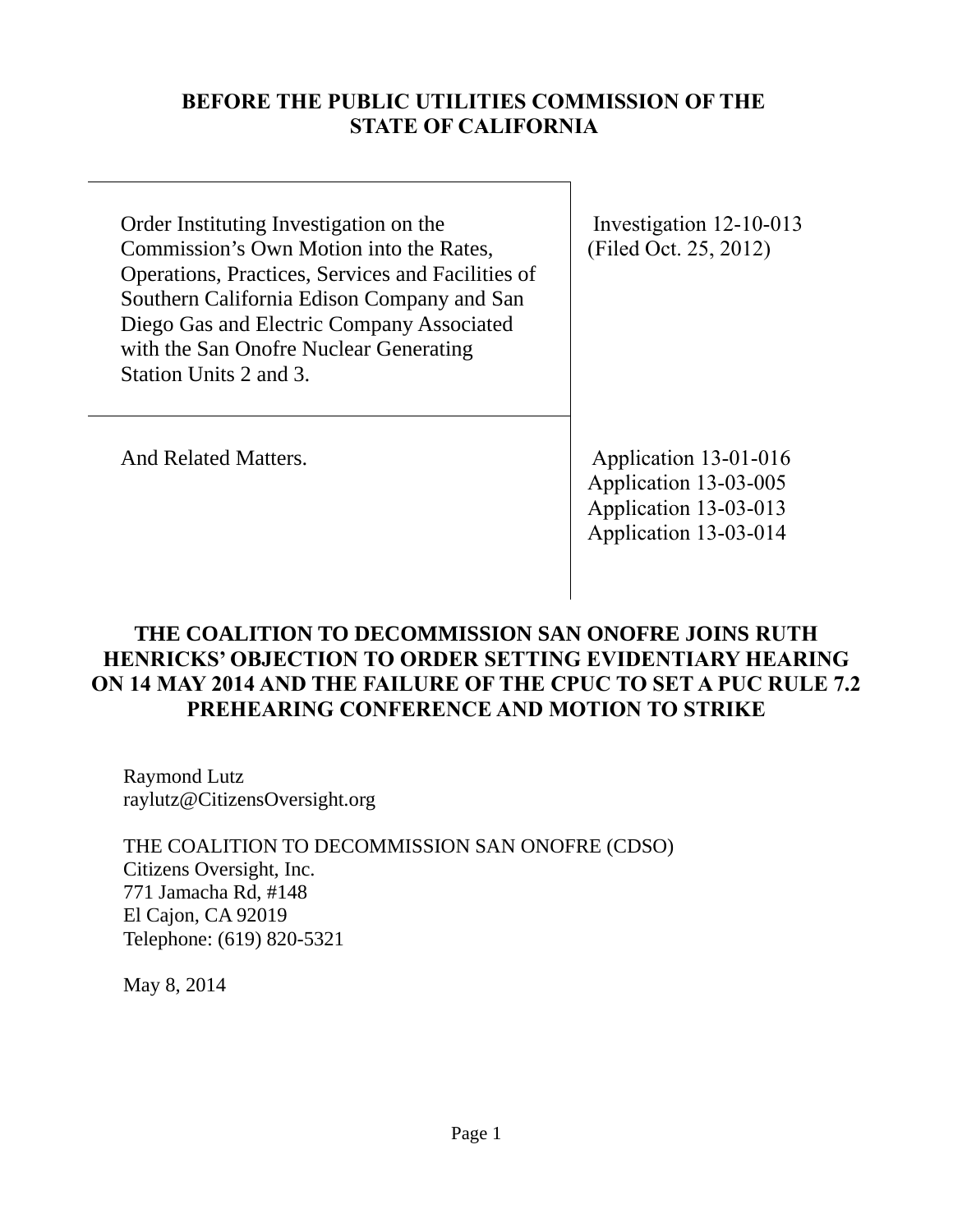**BEFORE THE PUBLIC UTILITIES COMMISSION OF THE STATE OF CALIFORNIA**

| | |
|---|---|
| Order Instituting Investigation on the Commission's Own Motion into the Rates, Operations, Practices, Services and Facilities of Southern California Edison Company and San Diego Gas and Electric Company Associated with the San Onofre Nuclear Generating Station Units 2 and 3. | Investigation 12-10-013 (Filed Oct. 25, 2012) |
| And Related Matters. | Application 13-01-016<br>Application 13-03-005<br>Application 13-03-013<br>Application 13-03-014 |

# THE COALITION TO DECOMMISSION SAN ONOFRE JOINS RUTH HENRICKS' OBJECTION TO ORDER SETTING EVIDENTIARY HEARING ON 14 MAY 2014 AND THE FAILURE OF THE CPUC TO SET A PUC RULE 7.2 PREHEARING CONFERENCE AND MOTION TO STRIKE

Raymond Lutz
raylutz@CitizensOversight.org

THE COALITION TO DECOMMISSION SAN ONOFRE (CDSO)
Citizens Oversight, Inc.
771 Jamacha Rd, #148
El Cajon, CA 92019
Telephone: (619) 820-5321

May 8, 2014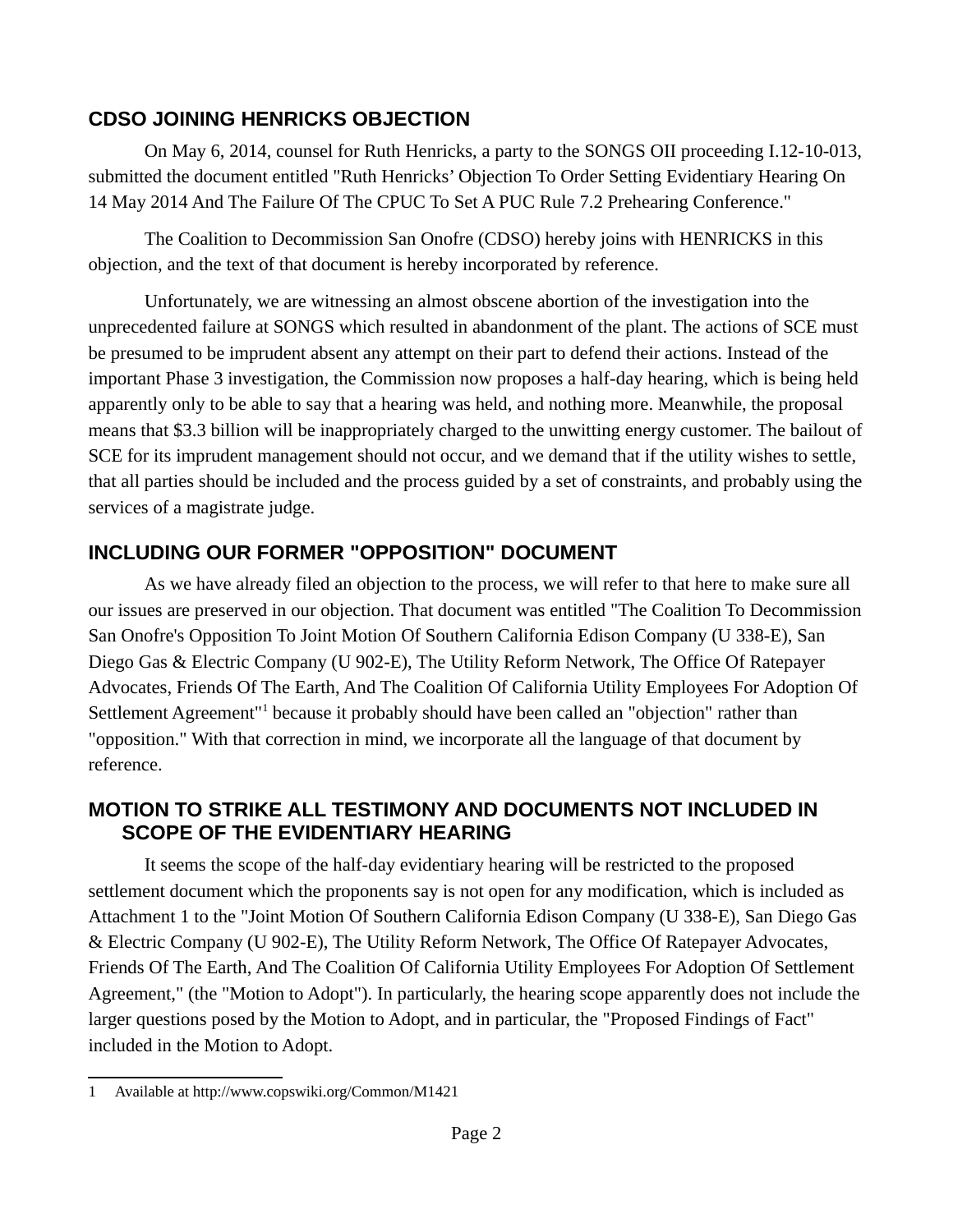## CDSO JOINING HENRICKS OBJECTION

On May 6, 2014, counsel for Ruth Henricks, a party to the SONGS OII proceeding I.12-10-013, submitted the document entitled "Ruth Henricks' Objection To Order Setting Evidentiary Hearing On 14 May 2014 And The Failure Of The CPUC To Set A PUC Rule 7.2 Prehearing Conference."

The Coalition to Decommission San Onofre (CDSO) hereby joins with HENRICKS in this objection, and the text of that document is hereby incorporated by reference.

Unfortunately, we are witnessing an almost obscene abortion of the investigation into the unprecedented failure at SONGS which resulted in abandonment of the plant. The actions of SCE must be presumed to be imprudent absent any attempt on their part to defend their actions. Instead of the important Phase 3 investigation, the Commission now proposes a half-day hearing, which is being held apparently only to be able to say that a hearing was held, and nothing more. Meanwhile, the proposal means that $3.3 billion will be inappropriately charged to the unwitting energy customer. The bailout of SCE for its imprudent management should not occur, and we demand that if the utility wishes to settle, that all parties should be included and the process guided by a set of constraints, and probably using the services of a magistrate judge.

## INCLUDING OUR FORMER "OPPOSITION" DOCUMENT

As we have already filed an objection to the process, we will refer to that here to make sure all our issues are preserved in our objection. That document was entitled "The Coalition To Decommission San Onofre's Opposition To Joint Motion Of Southern California Edison Company (U 338-E), San Diego Gas & Electric Company (U 902-E), The Utility Reform Network, The Office Of Ratepayer Advocates, Friends Of The Earth, And The Coalition Of California Utility Employees For Adoption Of Settlement Agreement"[1] because it probably should have been called an "objection" rather than "opposition." With that correction in mind, we incorporate all the language of that document by reference.

## MOTION TO STRIKE ALL TESTIMONY AND DOCUMENTS NOT INCLUDED IN SCOPE OF THE EVIDENTIARY HEARING

It seems the scope of the half-day evidentiary hearing will be restricted to the proposed settlement document which the proponents say is not open for any modification, which is included as Attachment 1 to the "Joint Motion Of Southern California Edison Company (U 338-E), San Diego Gas & Electric Company (U 902-E), The Utility Reform Network, The Office Of Ratepayer Advocates, Friends Of The Earth, And The Coalition Of California Utility Employees For Adoption Of Settlement Agreement," (the "Motion to Adopt"). In particularly, the hearing scope apparently does not include the larger questions posed by the Motion to Adopt, and in particular, the "Proposed Findings of Fact" included in the Motion to Adopt.

---

1 Available at http://www.copswiki.org/Common/M1421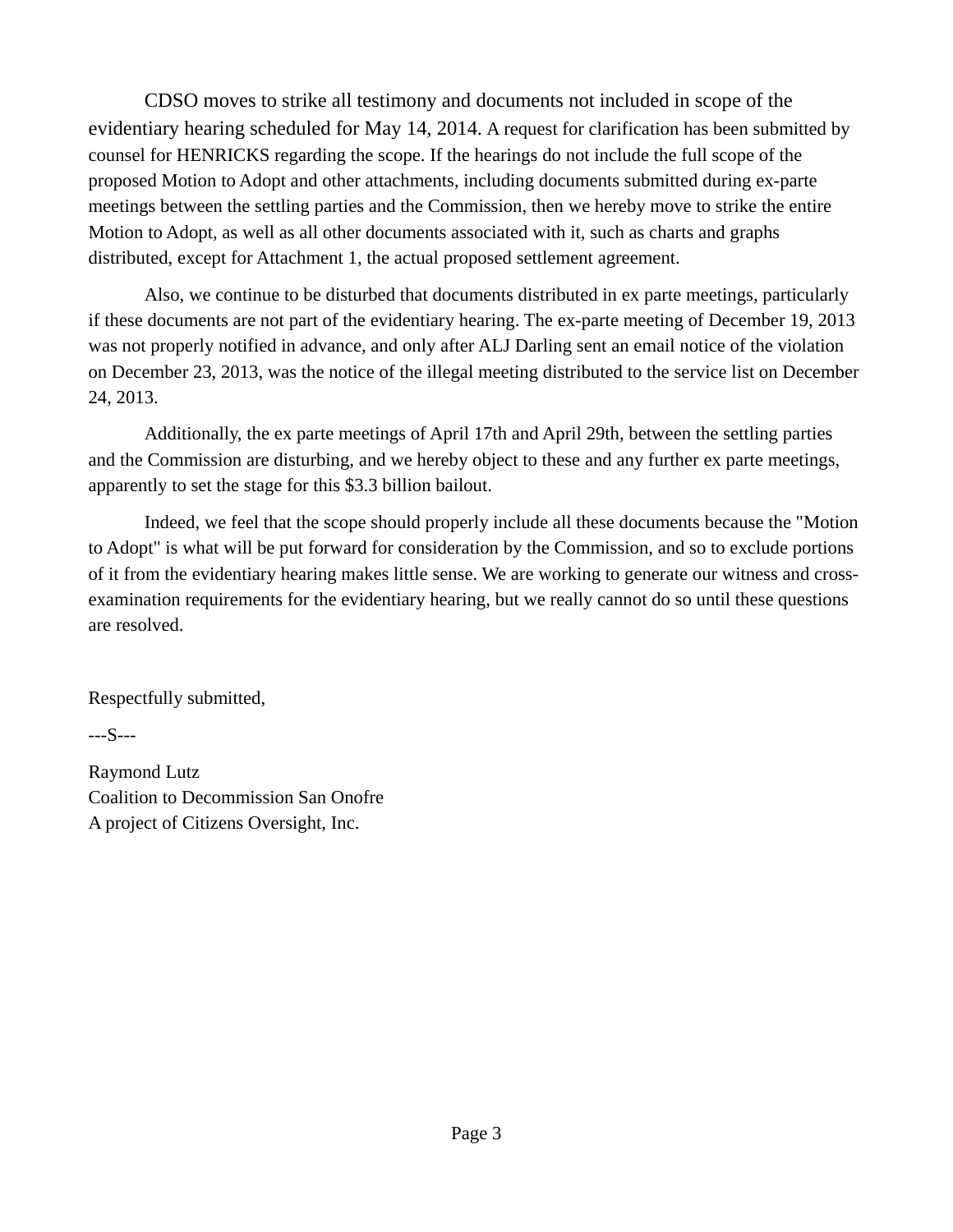CDSO moves to strike all testimony and documents not included in scope of the evidentiary hearing scheduled for May 14, 2014. A request for clarification has been submitted by counsel for HENRICKS regarding the scope. If the hearings do not include the full scope of the proposed Motion to Adopt and other attachments, including documents submitted during ex-parte meetings between the settling parties and the Commission, then we hereby move to strike the entire Motion to Adopt, as well as all other documents associated with it, such as charts and graphs distributed, except for Attachment 1, the actual proposed settlement agreement.

Also, we continue to be disturbed that documents distributed in ex parte meetings, particularly if these documents are not part of the evidentiary hearing. The ex-parte meeting of December 19, 2013 was not properly notified in advance, and only after ALJ Darling sent an email notice of the violation on December 23, 2013, was the notice of the illegal meeting distributed to the service list on December 24, 2013.

Additionally, the ex parte meetings of April 17th and April 29th, between the settling parties and the Commission are disturbing, and we hereby object to these and any further ex parte meetings, apparently to set the stage for this $3.3 billion bailout.

Indeed, we feel that the scope should properly include all these documents because the "Motion to Adopt" is what will be put forward for consideration by the Commission, and so to exclude portions of it from the evidentiary hearing makes little sense. We are working to generate our witness and cross-examination requirements for the evidentiary hearing, but we really cannot do so until these questions are resolved.

Respectfully submitted,

---S---

Raymond Lutz
Coalition to Decommission San Onofre
A project of Citizens Oversight, Inc.